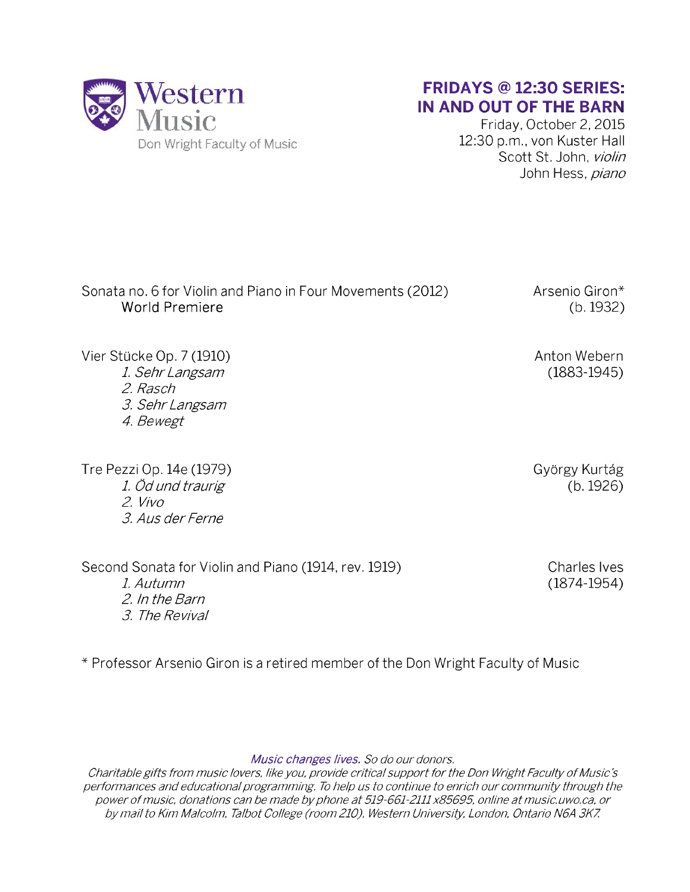Western Music
Don Wright Faculty of Music

# FRIDAYS @ 12:30 SERIES: IN AND OUT OF THE BARN

Friday, October 2, 2015
12:30 p.m., von Kuster Hall
Scott St. John, *violin*
John Hess, *piano*

Sonata no. 6 for Violin and Piano in Four Movements (2012) — Arsenio Giron* (b. 1932)
World Premiere

Vier Stücke Op. 7 (1910) — Anton Webern (1883-1945)
*1. Sehr Langsam*
*2. Rasch*
*3. Sehr Langsam*
*4. Bewegt*

Tre Pezzi Op. 14e (1979) — György Kurtág (b. 1926)
*1. Öd und traurig*
*2. Vivo*
*3. Aus der Ferne*

Second Sonata for Violin and Piano (1914, rev. 1919) — Charles Ives (1874-1954)
*1. Autumn*
*2. In the Barn*
*3. The Revival*

* Professor Arsenio Giron is a retired member of the Don Wright Faculty of Music

*Music changes lives. So do our donors.*
*Charitable gifts from music lovers, like you, provide critical support for the Don Wright Faculty of Music's performances and educational programming. To help us to continue to enrich our community through the power of music, donations can be made by phone at 519-661-2111 x85695, online at music.uwo.ca, or by mail to Kim Malcolm, Talbot College (room 210), Western University, London, Ontario N6A 3K7.*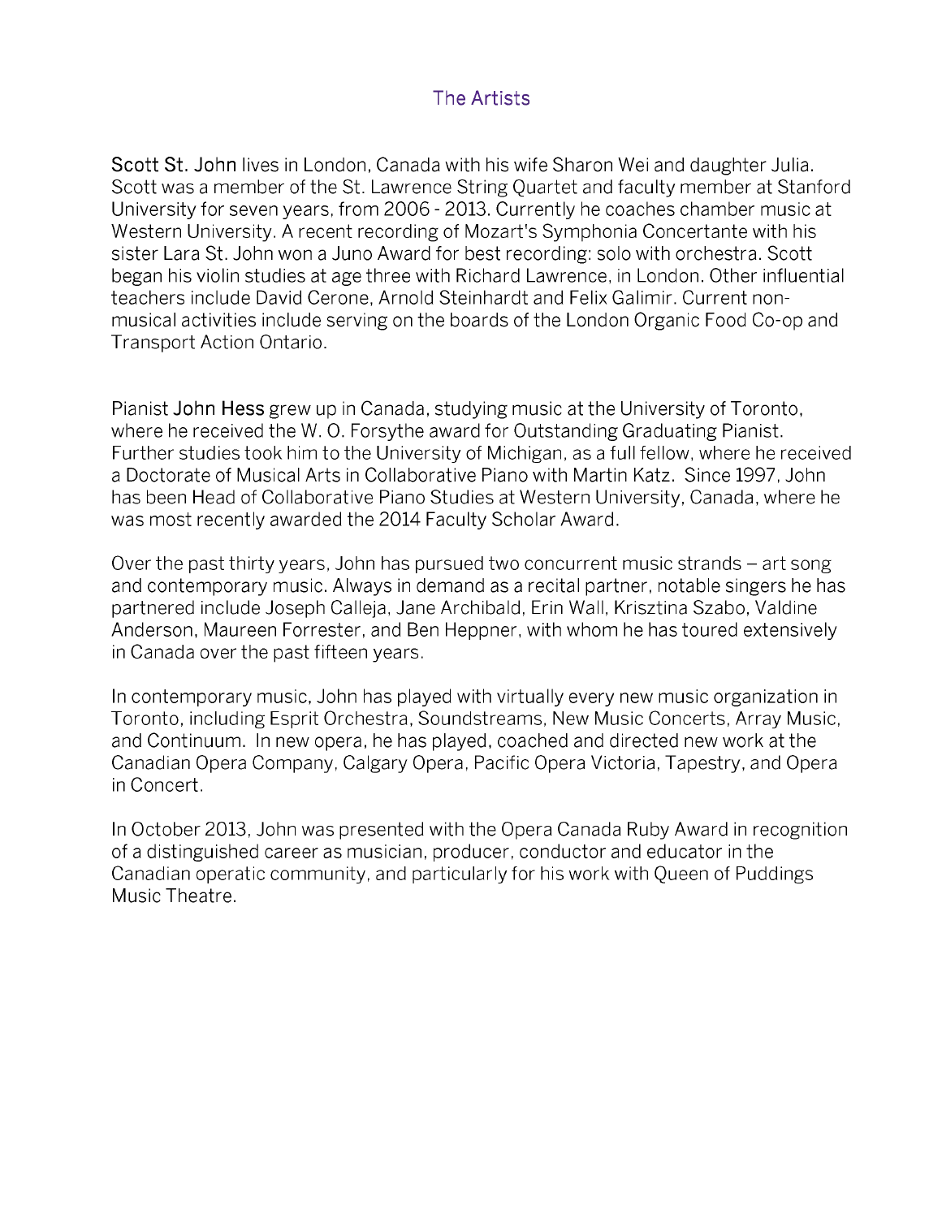## The Artists

**Scott St. John** lives in London, Canada with his wife Sharon Wei and daughter Julia. Scott was a member of the St. Lawrence String Quartet and faculty member at Stanford University for seven years, from 2006 - 2013. Currently he coaches chamber music at Western University. A recent recording of Mozart's Symphonia Concertante with his sister Lara St. John won a Juno Award for best recording: solo with orchestra. Scott began his violin studies at age three with Richard Lawrence, in London. Other influential teachers include David Cerone, Arnold Steinhardt and Felix Galimir. Current non-musical activities include serving on the boards of the London Organic Food Co-op and Transport Action Ontario.

Pianist **John Hess** grew up in Canada, studying music at the University of Toronto, where he received the W. O. Forsythe award for Outstanding Graduating Pianist. Further studies took him to the University of Michigan, as a full fellow, where he received a Doctorate of Musical Arts in Collaborative Piano with Martin Katz. Since 1997, John has been Head of Collaborative Piano Studies at Western University, Canada, where he was most recently awarded the 2014 Faculty Scholar Award.

Over the past thirty years, John has pursued two concurrent music strands – art song and contemporary music. Always in demand as a recital partner, notable singers he has partnered include Joseph Calleja, Jane Archibald, Erin Wall, Krisztina Szabo, Valdine Anderson, Maureen Forrester, and Ben Heppner, with whom he has toured extensively in Canada over the past fifteen years.

In contemporary music, John has played with virtually every new music organization in Toronto, including Esprit Orchestra, Soundstreams, New Music Concerts, Array Music, and Continuum. In new opera, he has played, coached and directed new work at the Canadian Opera Company, Calgary Opera, Pacific Opera Victoria, Tapestry, and Opera in Concert.

In October 2013, John was presented with the Opera Canada Ruby Award in recognition of a distinguished career as musician, producer, conductor and educator in the Canadian operatic community, and particularly for his work with Queen of Puddings Music Theatre.